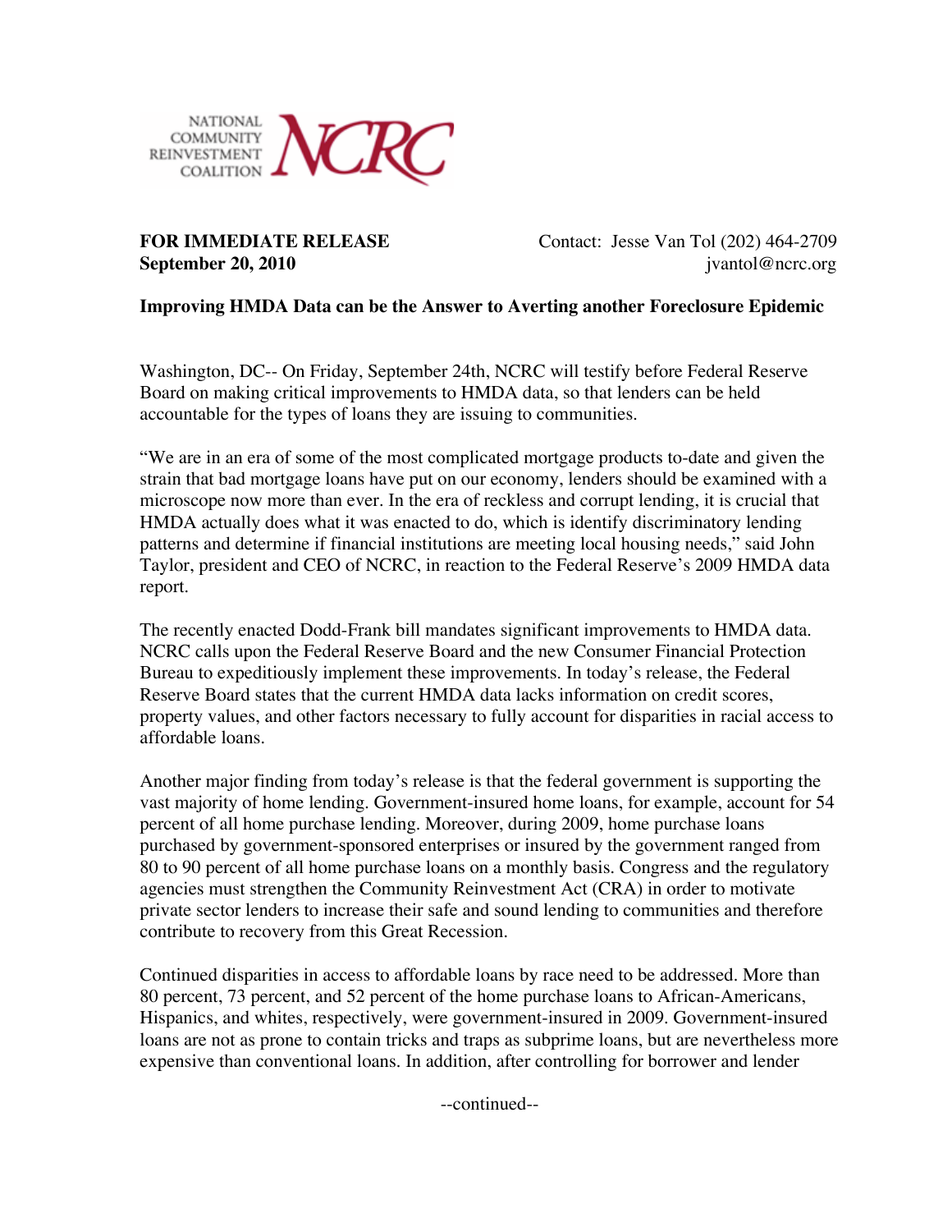NATIONAL COMMUNITY REINVESTMENT COALITION NCRC

**FOR IMMEDIATE RELEASE**
**September 20, 2010**

Contact: Jesse Van Tol (202) 464-2709
jvantol@ncrc.org

**Improving HMDA Data can be the Answer to Averting another Foreclosure Epidemic**

Washington, DC-- On Friday, September 24th, NCRC will testify before Federal Reserve Board on making critical improvements to HMDA data, so that lenders can be held accountable for the types of loans they are issuing to communities.

"We are in an era of some of the most complicated mortgage products to-date and given the strain that bad mortgage loans have put on our economy, lenders should be examined with a microscope now more than ever. In the era of reckless and corrupt lending, it is crucial that HMDA actually does what it was enacted to do, which is identify discriminatory lending patterns and determine if financial institutions are meeting local housing needs," said John Taylor, president and CEO of NCRC, in reaction to the Federal Reserve's 2009 HMDA data report.

The recently enacted Dodd-Frank bill mandates significant improvements to HMDA data. NCRC calls upon the Federal Reserve Board and the new Consumer Financial Protection Bureau to expeditiously implement these improvements. In today's release, the Federal Reserve Board states that the current HMDA data lacks information on credit scores, property values, and other factors necessary to fully account for disparities in racial access to affordable loans.

Another major finding from today's release is that the federal government is supporting the vast majority of home lending. Government-insured home loans, for example, account for 54 percent of all home purchase lending. Moreover, during 2009, home purchase loans purchased by government-sponsored enterprises or insured by the government ranged from 80 to 90 percent of all home purchase loans on a monthly basis. Congress and the regulatory agencies must strengthen the Community Reinvestment Act (CRA) in order to motivate private sector lenders to increase their safe and sound lending to communities and therefore contribute to recovery from this Great Recession.

Continued disparities in access to affordable loans by race need to be addressed. More than 80 percent, 73 percent, and 52 percent of the home purchase loans to African-Americans, Hispanics, and whites, respectively, were government-insured in 2009. Government-insured loans are not as prone to contain tricks and traps as subprime loans, but are nevertheless more expensive than conventional loans. In addition, after controlling for borrower and lender

--continued--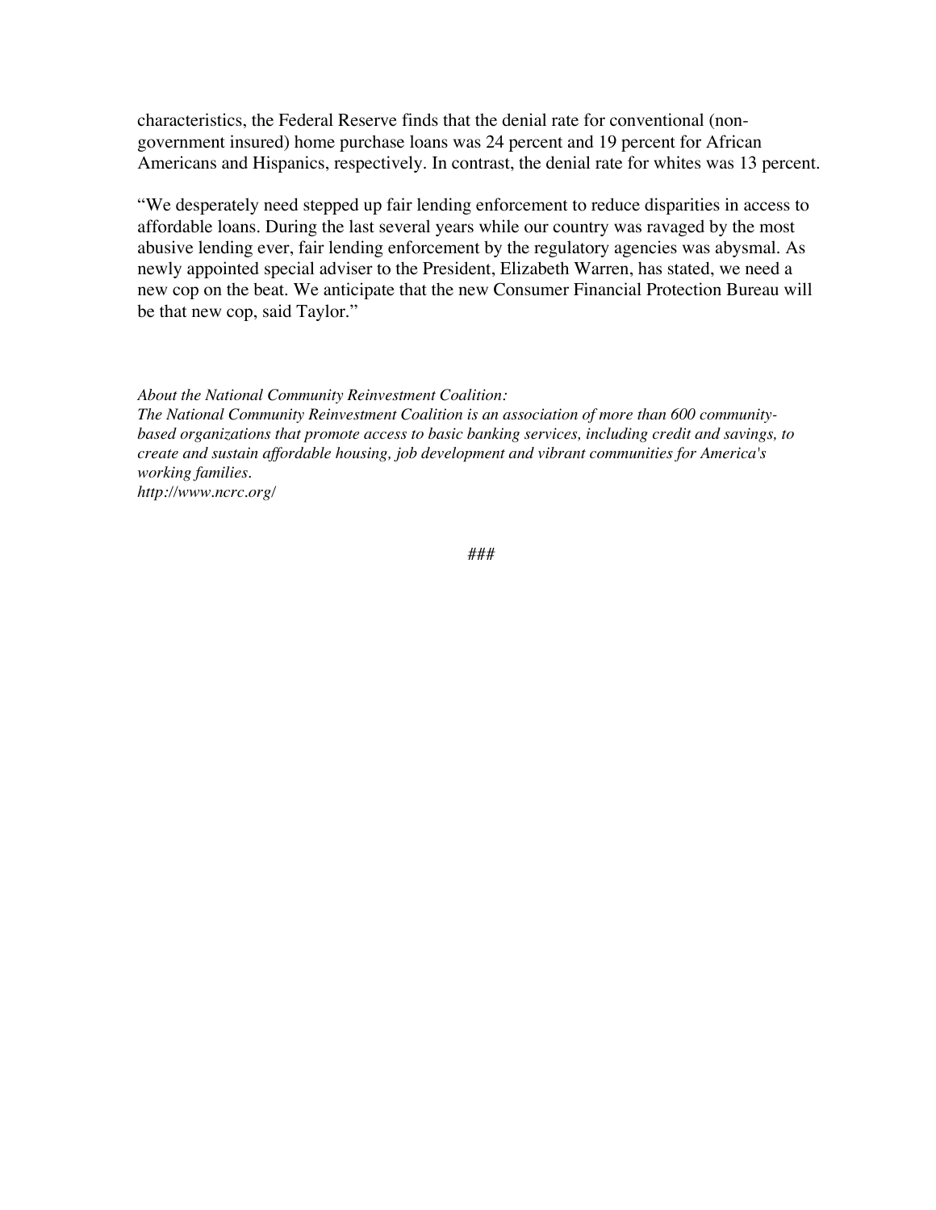characteristics, the Federal Reserve finds that the denial rate for conventional (non-government insured) home purchase loans was 24 percent and 19 percent for African Americans and Hispanics, respectively. In contrast, the denial rate for whites was 13 percent.

"We desperately need stepped up fair lending enforcement to reduce disparities in access to affordable loans. During the last several years while our country was ravaged by the most abusive lending ever, fair lending enforcement by the regulatory agencies was abysmal. As newly appointed special adviser to the President, Elizabeth Warren, has stated, we need a new cop on the beat. We anticipate that the new Consumer Financial Protection Bureau will be that new cop, said Taylor."

*About the National Community Reinvestment Coalition:*
*The National Community Reinvestment Coalition is an association of more than 600 community-based organizations that promote access to basic banking services, including credit and savings, to create and sustain affordable housing, job development and vibrant communities for America's working families.*
*http://www.ncrc.org/*

###